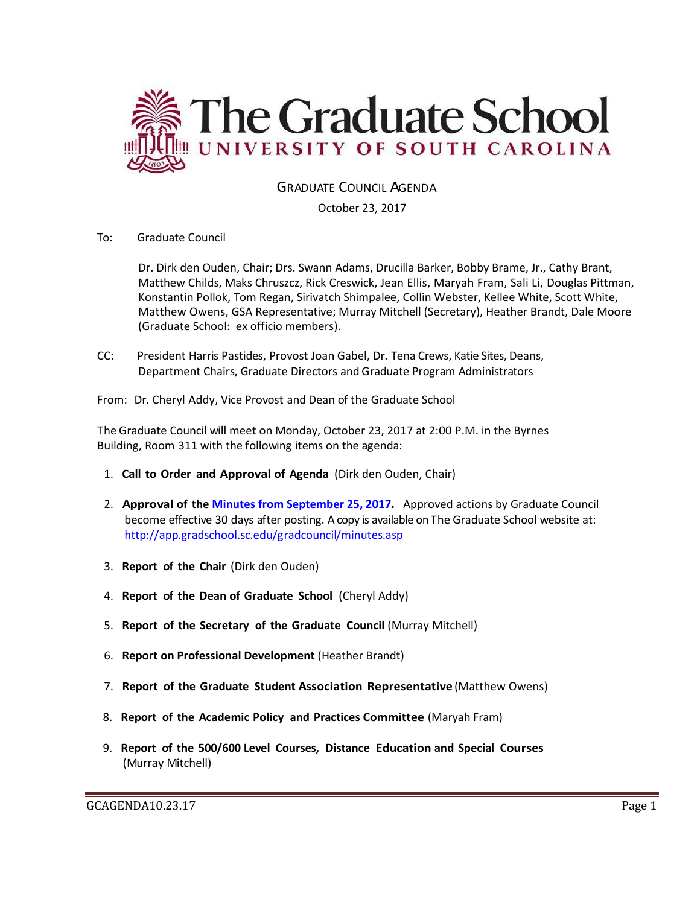# The Graduate School
## UNIVERSITY OF SOUTH CAROLINA

GRADUATE COUNCIL AGENDA

October 23, 2017

To: Graduate Council

Dr. Dirk den Ouden, Chair; Drs. Swann Adams, Drucilla Barker, Bobby Brame, Jr., Cathy Brant, Matthew Childs, Maks Chruszcz, Rick Creswick, Jean Ellis, Maryah Fram, Sali Li, Douglas Pittman, Konstantin Pollok, Tom Regan, Sirivatch Shimpalee, Collin Webster, Kellee White, Scott White, Matthew Owens, GSA Representative; Murray Mitchell (Secretary), Heather Brandt, Dale Moore (Graduate School: ex officio members).

CC: President Harris Pastides, Provost Joan Gabel, Dr. Tena Crews, Katie Sites, Deans, Department Chairs, Graduate Directors and Graduate Program Administrators

From: Dr. Cheryl Addy, Vice Provost and Dean of the Graduate School

The Graduate Council will meet on Monday, October 23, 2017 at 2:00 P.M. in the Byrnes Building, Room 311 with the following items on the agenda:

1. **Call to Order and Approval of Agenda** (Dirk den Ouden, Chair)
2. **Approval of the Minutes from September 25, 2017.** Approved actions by Graduate Council become effective 30 days after posting. A copy is available on The Graduate School website at: http://app.gradschool.sc.edu/gradcouncil/minutes.asp
3. **Report of the Chair** (Dirk den Ouden)
4. **Report of the Dean of Graduate School** (Cheryl Addy)
5. **Report of the Secretary of the Graduate Council** (Murray Mitchell)
6. **Report on Professional Development** (Heather Brandt)
7. **Report of the Graduate Student Association Representative** (Matthew Owens)
8. **Report of the Academic Policy and Practices Committee** (Maryah Fram)
9. **Report of the 500/600 Level Courses, Distance Education and Special Courses** (Murray Mitchell)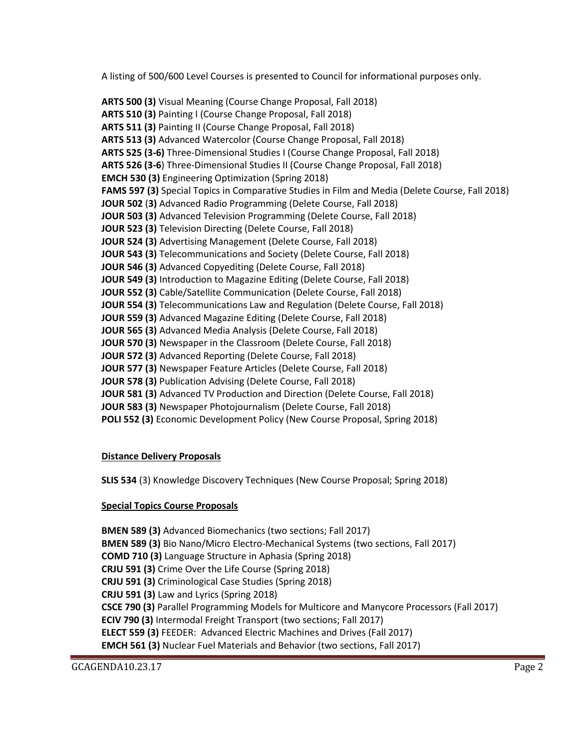A listing of 500/600 Level Courses is presented to Council for informational purposes only.

**ARTS 500 (3)** Visual Meaning (Course Change Proposal, Fall 2018)
**ARTS 510 (3)** Painting I (Course Change Proposal, Fall 2018)
**ARTS 511 (3)** Painting II (Course Change Proposal, Fall 2018)
**ARTS 513 (3)** Advanced Watercolor (Course Change Proposal, Fall 2018)
**ARTS 525 (3-6)** Three-Dimensional Studies I (Course Change Proposal, Fall 2018)
**ARTS 526 (3-6**) Three-Dimensional Studies II (Course Change Proposal, Fall 2018)
**EMCH 530 (3)** Engineering Optimization (Spring 2018)
**FAMS 597 (3)** Special Topics in Comparative Studies in Film and Media (Delete Course, Fall 2018)
**JOUR 502** (**3)** Advanced Radio Programming (Delete Course, Fall 2018)
**JOUR 503 (3)** Advanced Television Programming (Delete Course, Fall 2018)
**JOUR 523 (3)** Television Directing (Delete Course, Fall 2018)
**JOUR 524 (3)** Advertising Management (Delete Course, Fall 2018)
**JOUR 543 (3)** Telecommunications and Society (Delete Course, Fall 2018)
**JOUR 546 (3)** Advanced Copyediting (Delete Course, Fall 2018)
**JOUR 549 (3)** Introduction to Magazine Editing (Delete Course, Fall 2018)
**JOUR 552 (3)** Cable/Satellite Communication (Delete Course, Fall 2018)
**JOUR 554 (3)** Telecommunications Law and Regulation (Delete Course, Fall 2018)
**JOUR 559 (3)** Advanced Magazine Editing (Delete Course, Fall 2018)
**JOUR 565 (3)** Advanced Media Analysis (Delete Course, Fall 2018)
**JOUR 570 (3)** Newspaper in the Classroom (Delete Course, Fall 2018)
**JOUR 572 (3)** Advanced Reporting (Delete Course, Fall 2018)
**JOUR 577 (3)** Newspaper Feature Articles (Delete Course, Fall 2018)
**JOUR 578 (3)** Publication Advising (Delete Course, Fall 2018)
**JOUR 581 (3)** Advanced TV Production and Direction (Delete Course, Fall 2018)
**JOUR 583 (3)** Newspaper Photojournalism (Delete Course, Fall 2018)
**POLI 552 (3)** Economic Development Policy (New Course Proposal, Spring 2018)

**Distance Delivery Proposals**

**SLIS 534** (3) Knowledge Discovery Techniques (New Course Proposal; Spring 2018)

**Special Topics Course Proposals**

**BMEN 589 (3)** Advanced Biomechanics (two sections; Fall 2017)
**BMEN 589 (3)** Bio Nano/Micro Electro-Mechanical Systems (two sections, Fall 2017)
**COMD 710 (3)** Language Structure in Aphasia (Spring 2018)
**CRJU 591 (3)** Crime Over the Life Course (Spring 2018)
**CRJU 591 (3)** Criminological Case Studies (Spring 2018)
**CRJU 591 (3)** Law and Lyrics (Spring 2018)
**CSCE 790 (3)** Parallel Programming Models for Multicore and Manycore Processors (Fall 2017)
**ECIV 790 (3)** Intermodal Freight Transport (two sections; Fall 2017)
**ELECT 559 (3)** FEEDER: Advanced Electric Machines and Drives (Fall 2017)
**EMCH 561 (3)** Nuclear Fuel Materials and Behavior (two sections, Fall 2017)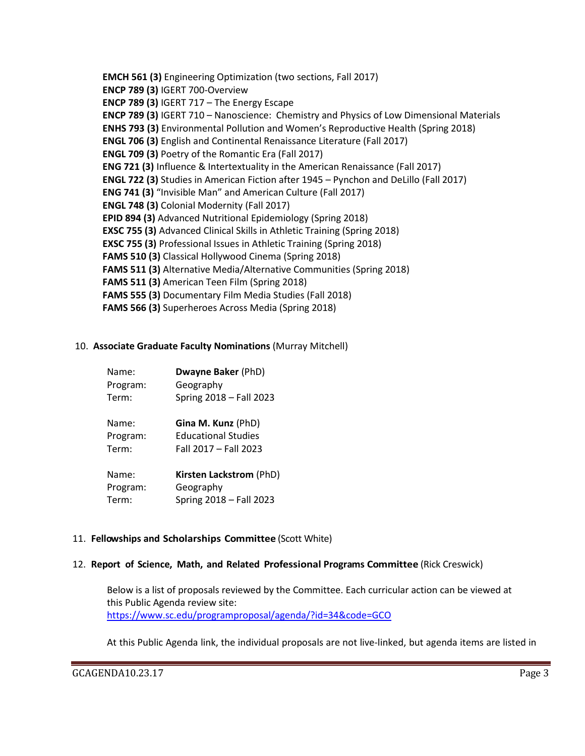**EMCH 561 (3)** Engineering Optimization (two sections, Fall 2017)
**ENCP 789 (3)** IGERT 700-Overview
**ENCP 789 (3)** IGERT 717 – The Energy Escape
**ENCP 789 (3)** IGERT 710 – Nanoscience: Chemistry and Physics of Low Dimensional Materials
**ENHS 793 (3)** Environmental Pollution and Women's Reproductive Health (Spring 2018)
**ENGL 706 (3)** English and Continental Renaissance Literature (Fall 2017)
**ENGL 709 (3)** Poetry of the Romantic Era (Fall 2017)
**ENG 721 (3)** Influence & Intertextuality in the American Renaissance (Fall 2017)
**ENGL 722 (3)** Studies in American Fiction after 1945 – Pynchon and DeLillo (Fall 2017)
**ENG 741 (3)** "Invisible Man" and American Culture (Fall 2017)
**ENGL 748 (3)** Colonial Modernity (Fall 2017)
**EPID 894 (3)** Advanced Nutritional Epidemiology (Spring 2018)
**EXSC 755 (3)** Advanced Clinical Skills in Athletic Training (Spring 2018)
**EXSC 755 (3)** Professional Issues in Athletic Training (Spring 2018)
**FAMS 510 (3)** Classical Hollywood Cinema (Spring 2018)
**FAMS 511 (3)** Alternative Media/Alternative Communities (Spring 2018)
**FAMS 511 (3)** American Teen Film (Spring 2018)
**FAMS 555 (3)** Documentary Film Media Studies (Fall 2018)
**FAMS 566 (3)** Superheroes Across Media (Spring 2018)

10. **Associate Graduate Faculty Nominations** (Murray Mitchell)

Name: **Dwayne Baker** (PhD)
Program: Geography
Term: Spring 2018 – Fall 2023

Name: **Gina M. Kunz** (PhD)
Program: Educational Studies
Term: Fall 2017 – Fall 2023

Name: **Kirsten Lackstrom** (PhD)
Program: Geography
Term: Spring 2018 – Fall 2023

11. **Fellowships and Scholarships Committee** (Scott White)

12. **Report of Science, Math, and Related Professional Programs Committee** (Rick Creswick)

Below is a list of proposals reviewed by the Committee. Each curricular action can be viewed at this Public Agenda review site:
https://www.sc.edu/programproposal/agenda/?id=34&code=GCO

At this Public Agenda link, the individual proposals are not live-linked, but agenda items are listed in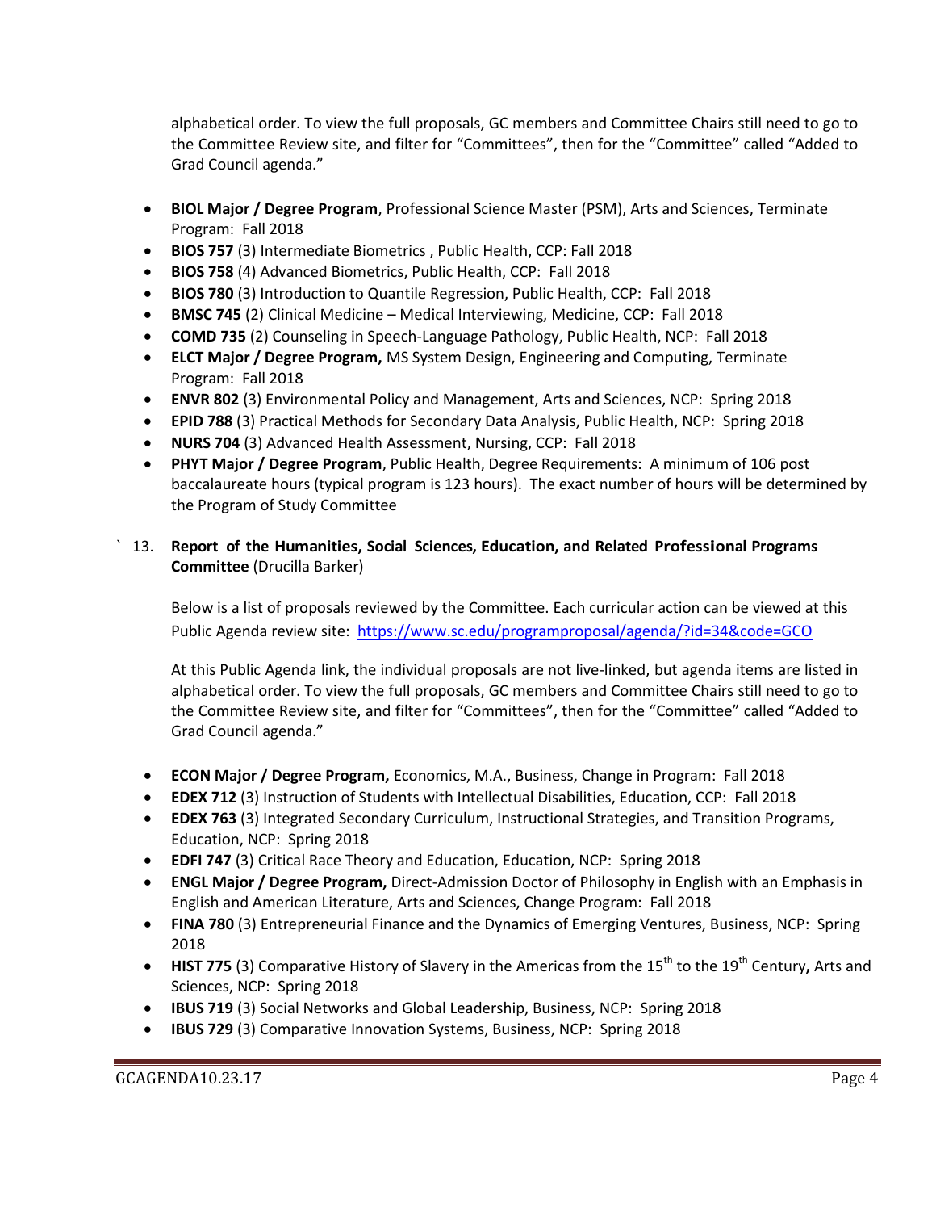alphabetical order. To view the full proposals, GC members and Committee Chairs still need to go to the Committee Review site, and filter for "Committees", then for the "Committee" called "Added to Grad Council agenda."

- **BIOL Major / Degree Program**, Professional Science Master (PSM), Arts and Sciences, Terminate Program: Fall 2018
- **BIOS 757** (3) Intermediate Biometrics , Public Health, CCP: Fall 2018
- **BIOS 758** (4) Advanced Biometrics, Public Health, CCP: Fall 2018
- **BIOS 780** (3) Introduction to Quantile Regression, Public Health, CCP: Fall 2018
- **BMSC 745** (2) Clinical Medicine – Medical Interviewing, Medicine, CCP: Fall 2018
- **COMD 735** (2) Counseling in Speech-Language Pathology, Public Health, NCP: Fall 2018
- **ELCT Major / Degree Program,** MS System Design, Engineering and Computing, Terminate Program: Fall 2018
- **ENVR 802** (3) Environmental Policy and Management, Arts and Sciences, NCP: Spring 2018
- **EPID 788** (3) Practical Methods for Secondary Data Analysis, Public Health, NCP: Spring 2018
- **NURS 704** (3) Advanced Health Assessment, Nursing, CCP: Fall 2018
- **PHYT Major / Degree Program**, Public Health, Degree Requirements: A minimum of 106 post baccalaureate hours (typical program is 123 hours). The exact number of hours will be determined by the Program of Study Committee

` 13. **Report of the Humanities, Social Sciences, Education, and Related Professional Programs Committee** (Drucilla Barker)

Below is a list of proposals reviewed by the Committee. Each curricular action can be viewed at this Public Agenda review site: https://www.sc.edu/programproposal/agenda/?id=34&code=GCO

At this Public Agenda link, the individual proposals are not live-linked, but agenda items are listed in alphabetical order. To view the full proposals, GC members and Committee Chairs still need to go to the Committee Review site, and filter for "Committees", then for the "Committee" called "Added to Grad Council agenda."

- **ECON Major / Degree Program,** Economics, M.A., Business, Change in Program: Fall 2018
- **EDEX 712** (3) Instruction of Students with Intellectual Disabilities, Education, CCP: Fall 2018
- **EDEX 763** (3) Integrated Secondary Curriculum, Instructional Strategies, and Transition Programs, Education, NCP: Spring 2018
- **EDFI 747** (3) Critical Race Theory and Education, Education, NCP: Spring 2018
- **ENGL Major / Degree Program,** Direct-Admission Doctor of Philosophy in English with an Emphasis in English and American Literature, Arts and Sciences, Change Program: Fall 2018
- **FINA 780** (3) Entrepreneurial Finance and the Dynamics of Emerging Ventures, Business, NCP: Spring 2018
- **HIST 775** (3) Comparative History of Slavery in the Americas from the 15th to the 19th Century**,** Arts and Sciences, NCP: Spring 2018
- **IBUS 719** (3) Social Networks and Global Leadership, Business, NCP: Spring 2018
- **IBUS 729** (3) Comparative Innovation Systems, Business, NCP: Spring 2018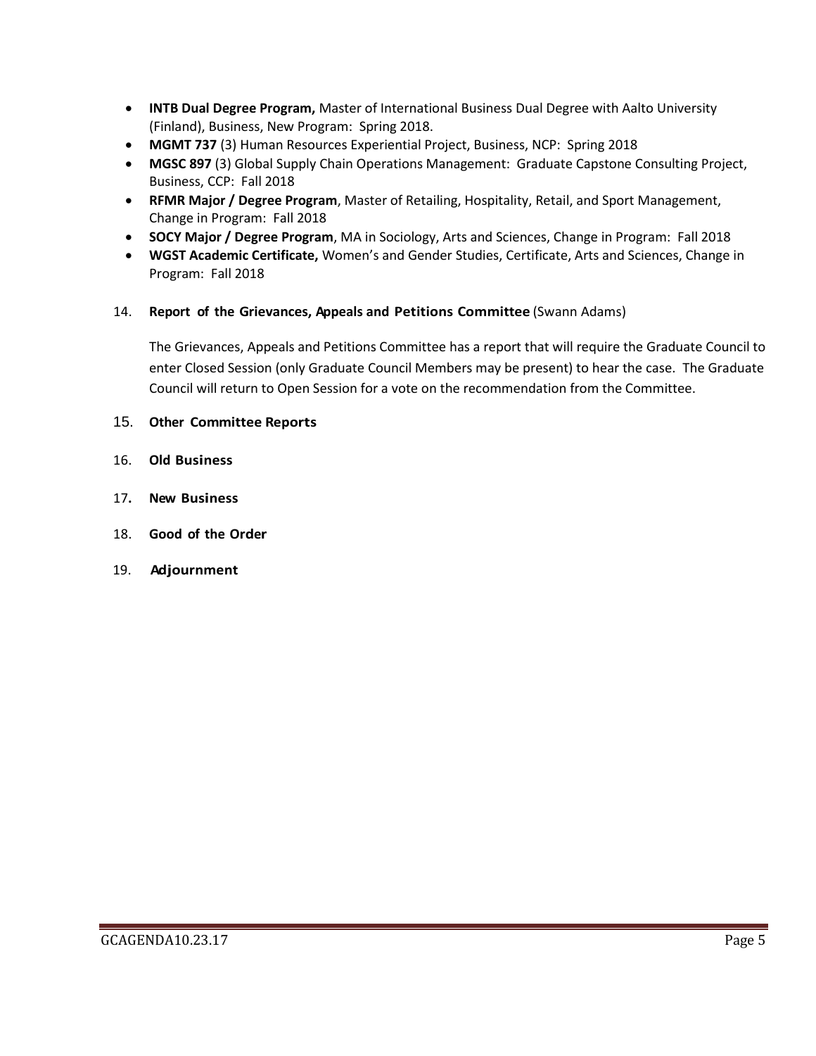- **INTB Dual Degree Program,** Master of International Business Dual Degree with Aalto University (Finland), Business, New Program: Spring 2018.
- **MGMT 737** (3) Human Resources Experiential Project, Business, NCP: Spring 2018
- **MGSC 897** (3) Global Supply Chain Operations Management: Graduate Capstone Consulting Project, Business, CCP: Fall 2018
- **RFMR Major / Degree Program**, Master of Retailing, Hospitality, Retail, and Sport Management, Change in Program: Fall 2018
- **SOCY Major / Degree Program**, MA in Sociology, Arts and Sciences, Change in Program: Fall 2018
- **WGST Academic Certificate,** Women's and Gender Studies, Certificate, Arts and Sciences, Change in Program: Fall 2018

14. **Report of the Grievances, Appeals and Petitions Committee** (Swann Adams)

    The Grievances, Appeals and Petitions Committee has a report that will require the Graduate Council to enter Closed Session (only Graduate Council Members may be present) to hear the case. The Graduate Council will return to Open Session for a vote on the recommendation from the Committee.

15. **Other Committee Reports**

16. **Old Business**

17. **New Business**

18. **Good of the Order**

19. **Adjournment**